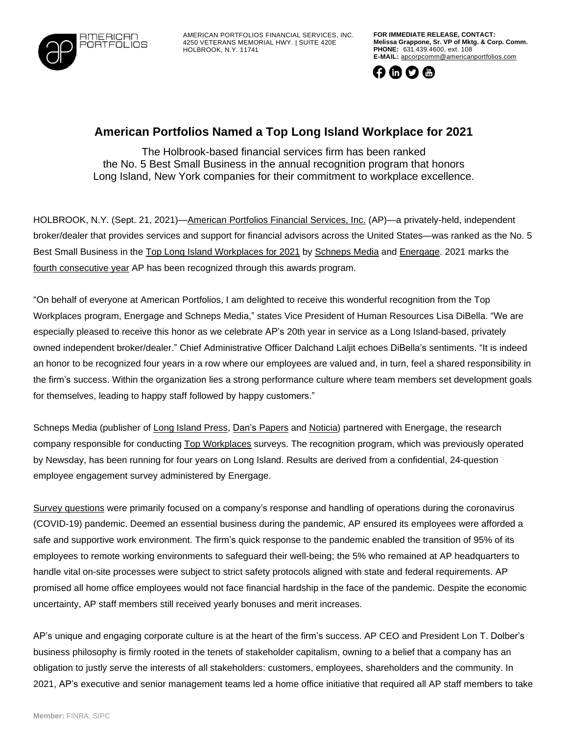AMERICAN PORTFOLIOS

AMERICAN PORTFOLIOS FINANCIAL SERVICES, INC.
4250 VETERANS MEMORIAL HWY. | SUITE 420E
HOLBROOK, N.Y. 11741

**FOR IMMEDIATE RELEASE, CONTACT:**
**Melissa Grappone, Sr. VP of Mktg. & Corp. Comm.**
**PHONE:** 631.439.4600, ext. 108
**E-MAIL:** apcorpcomm@americanportfolios.com

# American Portfolios Named a Top Long Island Workplace for 2021

The Holbrook-based financial services firm has been ranked the No. 5 Best Small Business in the annual recognition program that honors Long Island, New York companies for their commitment to workplace excellence.

HOLBROOK, N.Y. (Sept. 21, 2021)—American Portfolios Financial Services, Inc. (AP)—a privately-held, independent broker/dealer that provides services and support for financial advisors across the United States—was ranked as the No. 5 Best Small Business in the Top Long Island Workplaces for 2021 by Schneps Media and Energage. 2021 marks the fourth consecutive year AP has been recognized through this awards program.

"On behalf of everyone at American Portfolios, I am delighted to receive this wonderful recognition from the Top Workplaces program, Energage and Schneps Media," states Vice President of Human Resources Lisa DiBella. "We are especially pleased to receive this honor as we celebrate AP's 20th year in service as a Long Island-based, privately owned independent broker/dealer." Chief Administrative Officer Dalchand Laljit echoes DiBella's sentiments. "It is indeed an honor to be recognized four years in a row where our employees are valued and, in turn, feel a shared responsibility in the firm's success. Within the organization lies a strong performance culture where team members set development goals for themselves, leading to happy staff followed by happy customers."

Schneps Media (publisher of Long Island Press, Dan's Papers and Noticia) partnered with Energage, the research company responsible for conducting Top Workplaces surveys. The recognition program, which was previously operated by Newsday, has been running for four years on Long Island. Results are derived from a confidential, 24-question employee engagement survey administered by Energage.

Survey questions were primarily focused on a company's response and handling of operations during the coronavirus (COVID-19) pandemic. Deemed an essential business during the pandemic, AP ensured its employees were afforded a safe and supportive work environment. The firm's quick response to the pandemic enabled the transition of 95% of its employees to remote working environments to safeguard their well-being; the 5% who remained at AP headquarters to handle vital on-site processes were subject to strict safety protocols aligned with state and federal requirements. AP promised all home office employees would not face financial hardship in the face of the pandemic. Despite the economic uncertainty, AP staff members still received yearly bonuses and merit increases.

AP's unique and engaging corporate culture is at the heart of the firm's success. AP CEO and President Lon T. Dolber's business philosophy is firmly rooted in the tenets of stakeholder capitalism, owning to a belief that a company has an obligation to justly serve the interests of all stakeholders: customers, employees, shareholders and the community. In 2021, AP's executive and senior management teams led a home office initiative that required all AP staff members to take

**Member:** FINRA, SIPC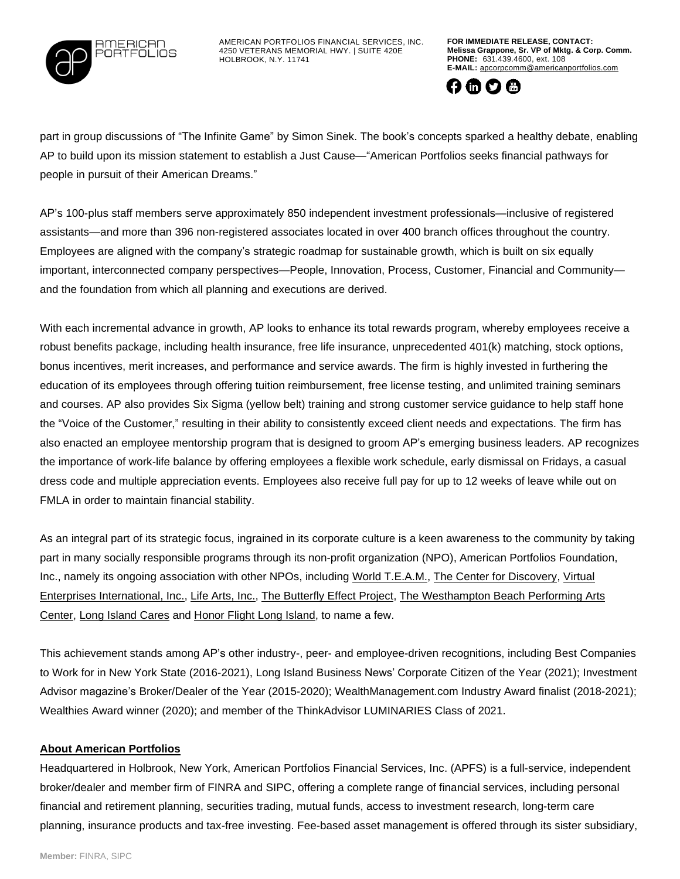part in group discussions of "The Infinite Game" by Simon Sinek. The book's concepts sparked a healthy debate, enabling AP to build upon its mission statement to establish a Just Cause—"American Portfolios seeks financial pathways for people in pursuit of their American Dreams."

AP's 100-plus staff members serve approximately 850 independent investment professionals—inclusive of registered assistants—and more than 396 non-registered associates located in over 400 branch offices throughout the country. Employees are aligned with the company's strategic roadmap for sustainable growth, which is built on six equally important, interconnected company perspectives—People, Innovation, Process, Customer, Financial and Community—and the foundation from which all planning and executions are derived.

With each incremental advance in growth, AP looks to enhance its total rewards program, whereby employees receive a robust benefits package, including health insurance, free life insurance, unprecedented 401(k) matching, stock options, bonus incentives, merit increases, and performance and service awards. The firm is highly invested in furthering the education of its employees through offering tuition reimbursement, free license testing, and unlimited training seminars and courses. AP also provides Six Sigma (yellow belt) training and strong customer service guidance to help staff hone the "Voice of the Customer," resulting in their ability to consistently exceed client needs and expectations. The firm has also enacted an employee mentorship program that is designed to groom AP's emerging business leaders. AP recognizes the importance of work-life balance by offering employees a flexible work schedule, early dismissal on Fridays, a casual dress code and multiple appreciation events. Employees also receive full pay for up to 12 weeks of leave while out on FMLA in order to maintain financial stability.

As an integral part of its strategic focus, ingrained in its corporate culture is a keen awareness to the community by taking part in many socially responsible programs through its non-profit organization (NPO), American Portfolios Foundation, Inc., namely its ongoing association with other NPOs, including World T.E.A.M., The Center for Discovery, Virtual Enterprises International, Inc., Life Arts, Inc., The Butterfly Effect Project, The Westhampton Beach Performing Arts Center, Long Island Cares and Honor Flight Long Island, to name a few.

This achievement stands among AP's other industry-, peer- and employee-driven recognitions, including Best Companies to Work for in New York State (2016-2021), Long Island Business News' Corporate Citizen of the Year (2021); Investment Advisor magazine's Broker/Dealer of the Year (2015-2020); WealthManagement.com Industry Award finalist (2018-2021); Wealthies Award winner (2020); and member of the ThinkAdvisor LUMINARIES Class of 2021.

**About American Portfolios**

Headquartered in Holbrook, New York, American Portfolios Financial Services, Inc. (APFS) is a full-service, independent broker/dealer and member firm of FINRA and SIPC, offering a complete range of financial services, including personal financial and retirement planning, securities trading, mutual funds, access to investment research, long-term care planning, insurance products and tax-free investing. Fee-based asset management is offered through its sister subsidiary,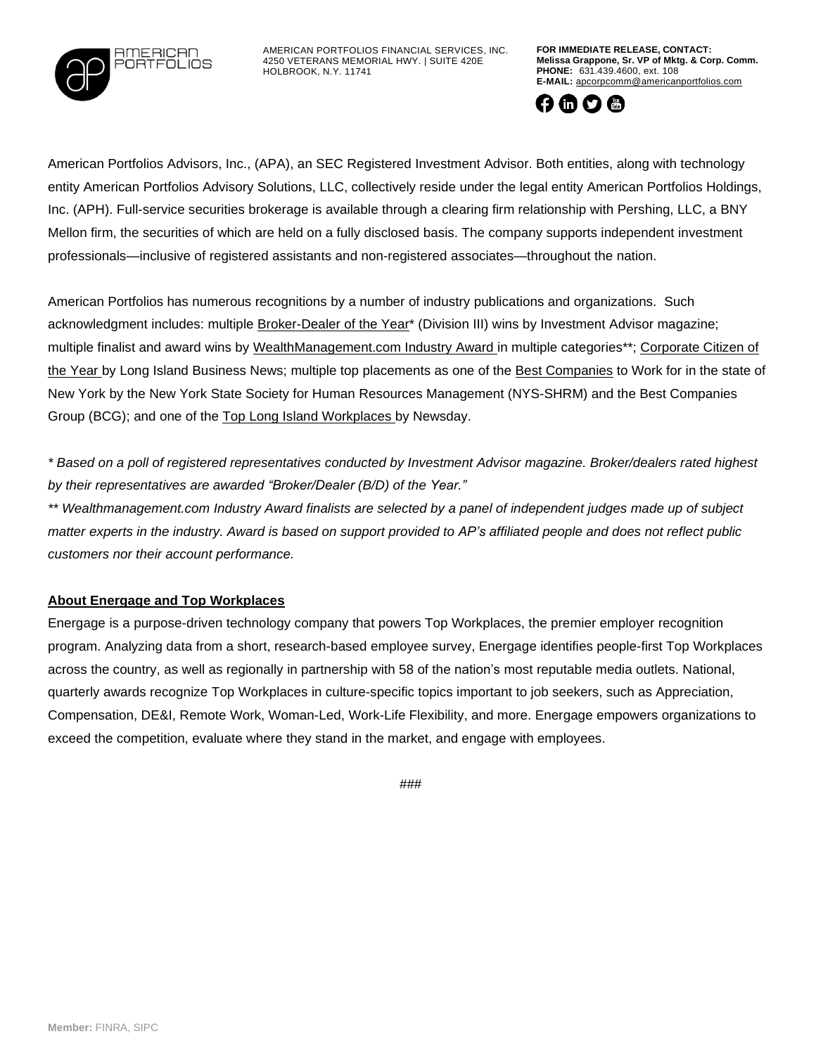American Portfolios Advisors, Inc., (APA), an SEC Registered Investment Advisor. Both entities, along with technology entity American Portfolios Advisory Solutions, LLC, collectively reside under the legal entity American Portfolios Holdings, Inc. (APH). Full-service securities brokerage is available through a clearing firm relationship with Pershing, LLC, a BNY Mellon firm, the securities of which are held on a fully disclosed basis. The company supports independent investment professionals—inclusive of registered assistants and non-registered associates—throughout the nation.

American Portfolios has numerous recognitions by a number of industry publications and organizations. Such acknowledgment includes: multiple Broker-Dealer of the Year* (Division III) wins by Investment Advisor magazine; multiple finalist and award wins by WealthManagement.com Industry Award in multiple categories**; Corporate Citizen of the Year by Long Island Business News; multiple top placements as one of the Best Companies to Work for in the state of New York by the New York State Society for Human Resources Management (NYS-SHRM) and the Best Companies Group (BCG); and one of the Top Long Island Workplaces by Newsday.

*\* Based on a poll of registered representatives conducted by Investment Advisor magazine. Broker/dealers rated highest by their representatives are awarded "Broker/Dealer (B/D) of the Year."*
*\*\* Wealthmanagement.com Industry Award finalists are selected by a panel of independent judges made up of subject matter experts in the industry. Award is based on support provided to AP's affiliated people and does not reflect public customers nor their account performance.*

**About Energage and Top Workplaces**

Energage is a purpose-driven technology company that powers Top Workplaces, the premier employer recognition program. Analyzing data from a short, research-based employee survey, Energage identifies people-first Top Workplaces across the country, as well as regionally in partnership with 58 of the nation's most reputable media outlets. National, quarterly awards recognize Top Workplaces in culture-specific topics important to job seekers, such as Appreciation, Compensation, DE&I, Remote Work, Woman-Led, Work-Life Flexibility, and more. Energage empowers organizations to exceed the competition, evaluate where they stand in the market, and engage with employees.

###